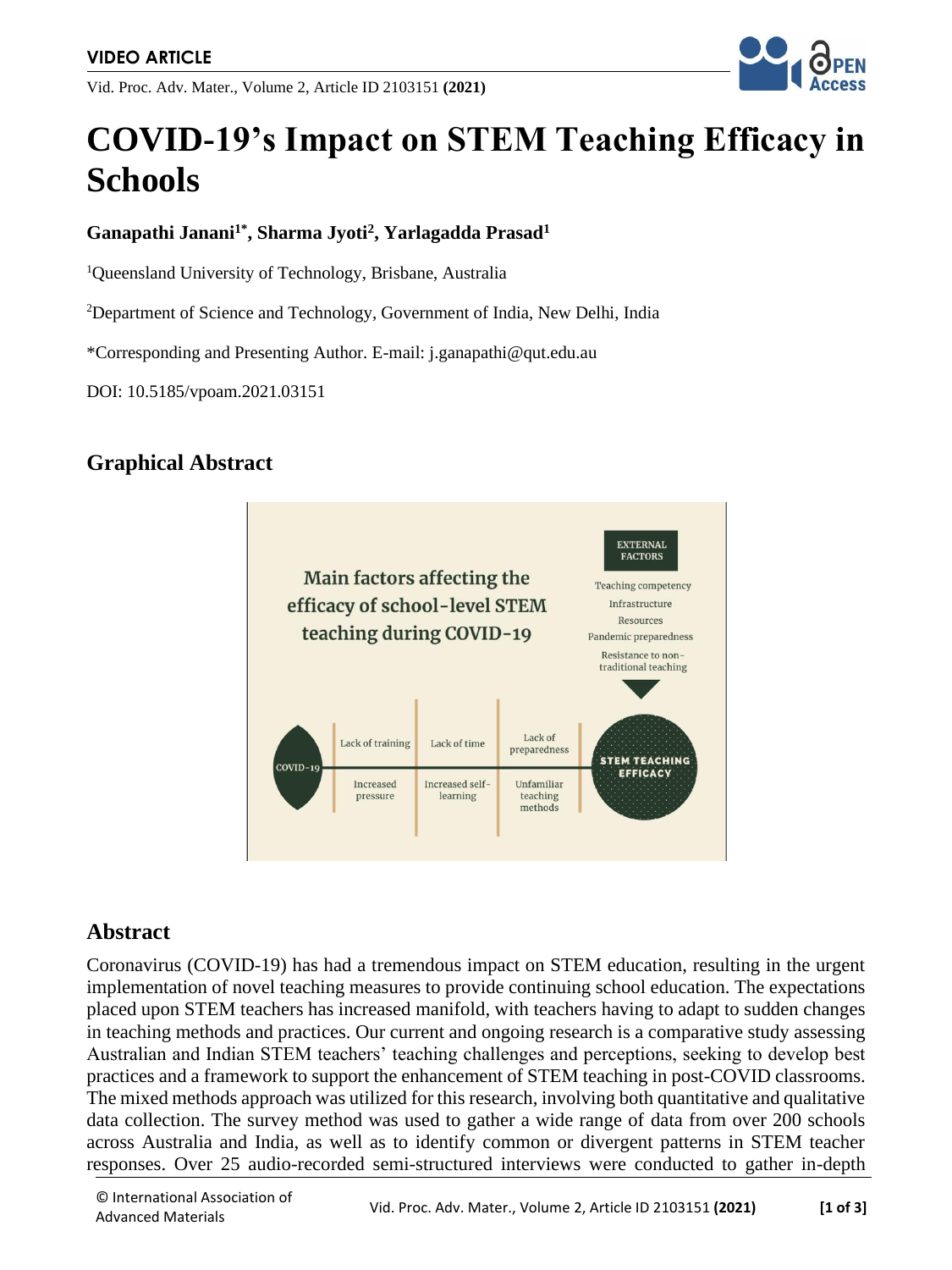VIDEO ARTICLE

# COVID-19's Impact on STEM Teaching Efficacy in Schools

**Ganapathi Janani[1*], Sharma Jyoti[2], Yarlagadda Prasad[1]**

[1]Queensland University of Technology, Brisbane, Australia

[2]Department of Science and Technology, Government of India, New Delhi, India

*Corresponding and Presenting Author. E-mail: j.ganapathi@qut.edu.au

DOI: 10.5185/vpoam.2021.03151

## Graphical Abstract

Main factors affecting the efficacy of school-level STEM teaching during COVID-19

EXTERNAL FACTORS

- Teaching competency
- Infrastructure
- Resources
- Pandemic preparedness
- Resistance to non-traditional teaching

COVID-19 — Lack of training / Increased pressure — Lack of time / Increased self-learning — Lack of preparedness / Unfamiliar teaching methods — STEM TEACHING EFFICACY

## Abstract

Coronavirus (COVID-19) has had a tremendous impact on STEM education, resulting in the urgent implementation of novel teaching measures to provide continuing school education. The expectations placed upon STEM teachers has increased manifold, with teachers having to adapt to sudden changes in teaching methods and practices. Our current and ongoing research is a comparative study assessing Australian and Indian STEM teachers' teaching challenges and perceptions, seeking to develop best practices and a framework to support the enhancement of STEM teaching in post-COVID classrooms. The mixed methods approach was utilized for this research, involving both quantitative and qualitative data collection. The survey method was used to gather a wide range of data from over 200 schools across Australia and India, as well as to identify common or divergent patterns in STEM teacher responses. Over 25 audio-recorded semi-structured interviews were conducted to gather in-depth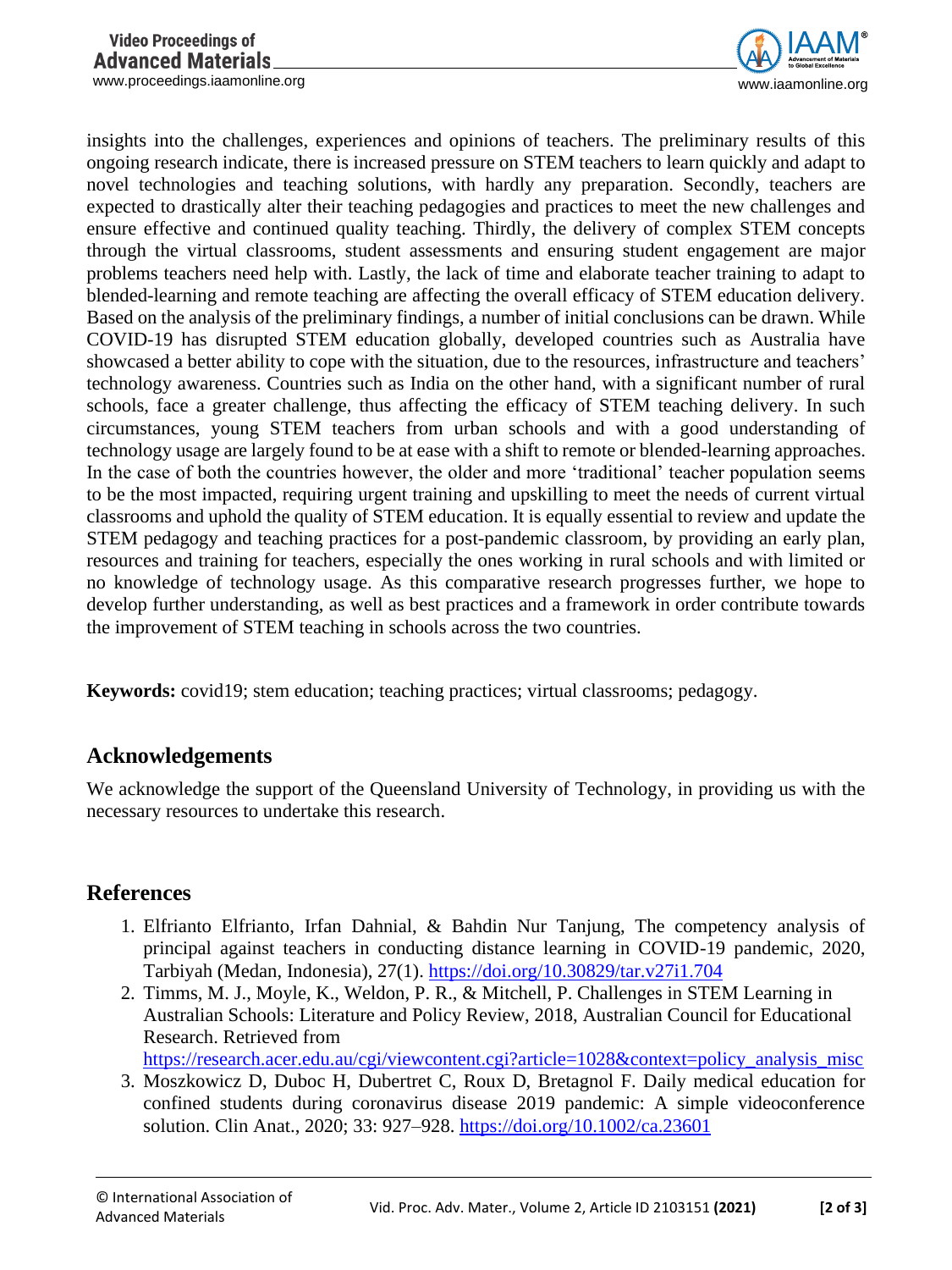insights into the challenges, experiences and opinions of teachers. The preliminary results of this ongoing research indicate, there is increased pressure on STEM teachers to learn quickly and adapt to novel technologies and teaching solutions, with hardly any preparation. Secondly, teachers are expected to drastically alter their teaching pedagogies and practices to meet the new challenges and ensure effective and continued quality teaching. Thirdly, the delivery of complex STEM concepts through the virtual classrooms, student assessments and ensuring student engagement are major problems teachers need help with. Lastly, the lack of time and elaborate teacher training to adapt to blended-learning and remote teaching are affecting the overall efficacy of STEM education delivery. Based on the analysis of the preliminary findings, a number of initial conclusions can be drawn. While COVID-19 has disrupted STEM education globally, developed countries such as Australia have showcased a better ability to cope with the situation, due to the resources, infrastructure and teachers' technology awareness. Countries such as India on the other hand, with a significant number of rural schools, face a greater challenge, thus affecting the efficacy of STEM teaching delivery. In such circumstances, young STEM teachers from urban schools and with a good understanding of technology usage are largely found to be at ease with a shift to remote or blended-learning approaches. In the case of both the countries however, the older and more 'traditional' teacher population seems to be the most impacted, requiring urgent training and upskilling to meet the needs of current virtual classrooms and uphold the quality of STEM education. It is equally essential to review and update the STEM pedagogy and teaching practices for a post-pandemic classroom, by providing an early plan, resources and training for teachers, especially the ones working in rural schools and with limited or no knowledge of technology usage. As this comparative research progresses further, we hope to develop further understanding, as well as best practices and a framework in order contribute towards the improvement of STEM teaching in schools across the two countries.

**Keywords:** covid19; stem education; teaching practices; virtual classrooms; pedagogy.

## Acknowledgements

We acknowledge the support of the Queensland University of Technology, in providing us with the necessary resources to undertake this research.

## References

1. Elfrianto Elfrianto, Irfan Dahnial, & Bahdin Nur Tanjung, The competency analysis of principal against teachers in conducting distance learning in COVID-19 pandemic, 2020, Tarbiyah (Medan, Indonesia), 27(1). https://doi.org/10.30829/tar.v27i1.704
2. Timms, M. J., Moyle, K., Weldon, P. R., & Mitchell, P. Challenges in STEM Learning in Australian Schools: Literature and Policy Review, 2018, Australian Council for Educational Research. Retrieved from https://research.acer.edu.au/cgi/viewcontent.cgi?article=1028&context=policy_analysis_misc
3. Moszkowicz D, Duboc H, Dubertret C, Roux D, Bretagnol F. Daily medical education for confined students during coronavirus disease 2019 pandemic: A simple videoconference solution. Clin Anat., 2020; 33: 927–928. https://doi.org/10.1002/ca.23601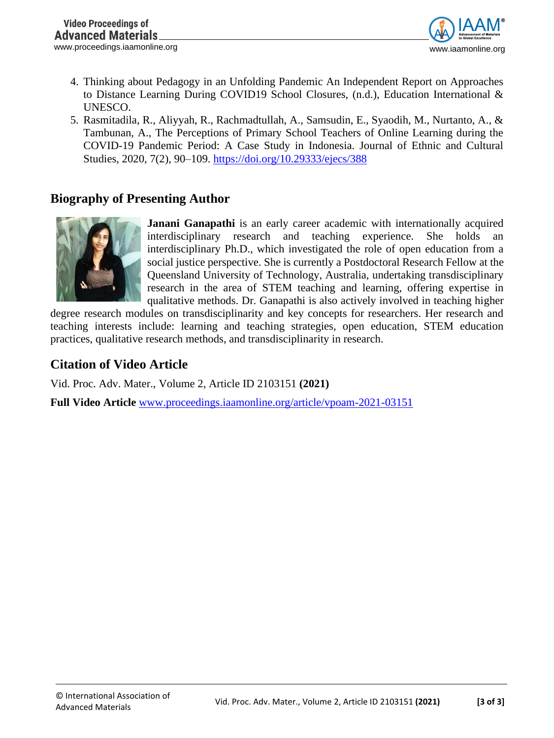4. Thinking about Pedagogy in an Unfolding Pandemic An Independent Report on Approaches to Distance Learning During COVID19 School Closures, (n.d.), Education International & UNESCO.
5. Rasmitadila, R., Aliyyah, R., Rachmadtullah, A., Samsudin, E., Syaodih, M., Nurtanto, A., & Tambunan, A., The Perceptions of Primary School Teachers of Online Learning during the COVID-19 Pandemic Period: A Case Study in Indonesia. Journal of Ethnic and Cultural Studies, 2020, 7(2), 90–109. https://doi.org/10.29333/ejecs/388

## Biography of Presenting Author

**Janani Ganapathi** is an early career academic with internationally acquired interdisciplinary research and teaching experience. She holds an interdisciplinary Ph.D., which investigated the role of open education from a social justice perspective. She is currently a Postdoctoral Research Fellow at the Queensland University of Technology, Australia, undertaking transdisciplinary research in the area of STEM teaching and learning, offering expertise in qualitative methods. Dr. Ganapathi is also actively involved in teaching higher degree research modules on transdisciplinarity and key concepts for researchers. Her research and teaching interests include: learning and teaching strategies, open education, STEM education practices, qualitative research methods, and transdisciplinarity in research.

## Citation of Video Article

Vid. Proc. Adv. Mater., Volume 2, Article ID 2103151 **(2021)**

**Full Video Article** www.proceedings.iaamonline.org/article/vpoam-2021-03151